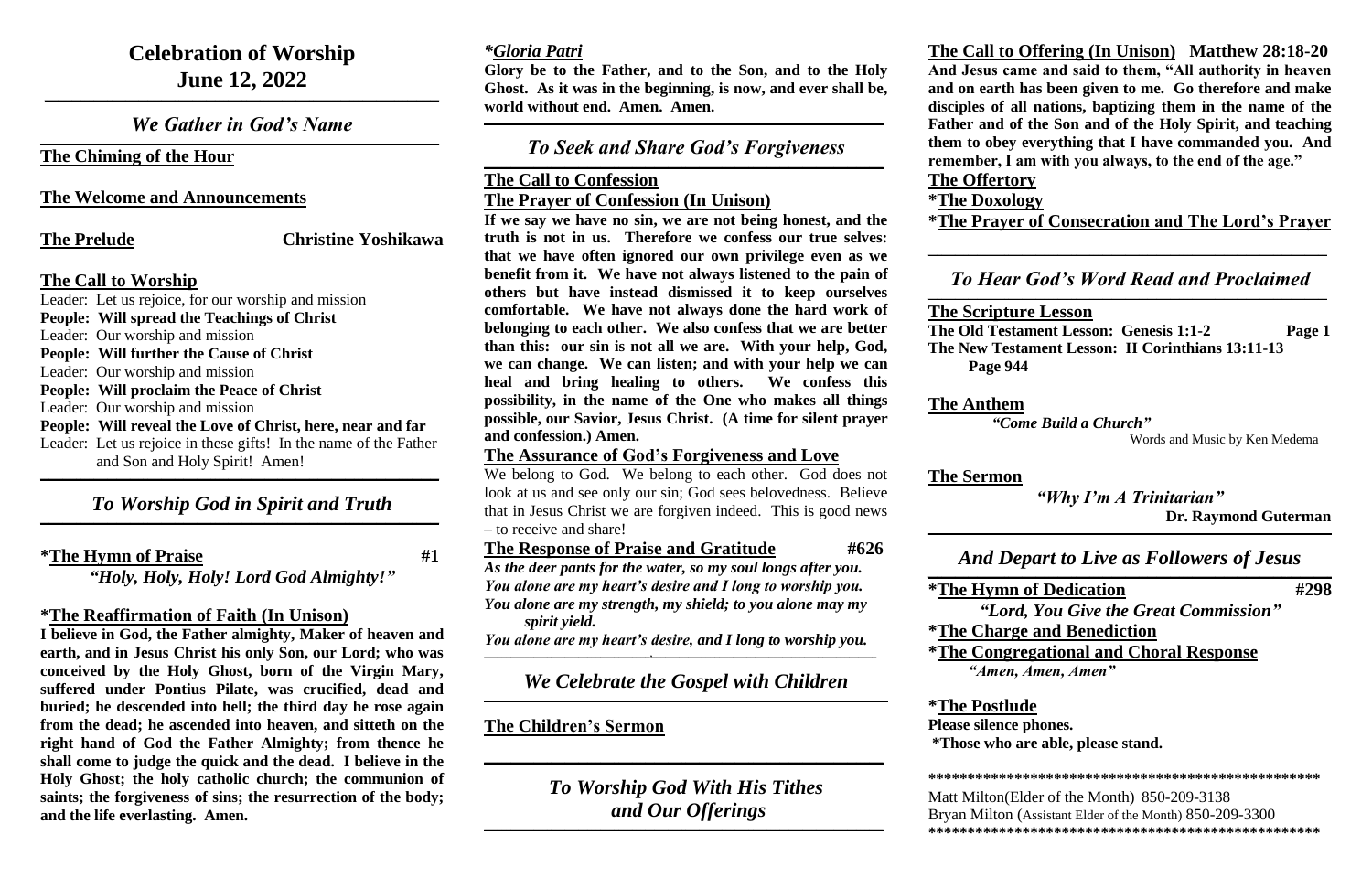# Celebration of Worship
# June 12, 2022

## *We Gather in God's Name*

**The Chiming of the Hour**

**The Welcome and Announcements**

**The Prelude** **Christine Yoshikawa**

**The Call to Worship**

Leader: Let us rejoice, for our worship and mission
**People: Will spread the Teachings of Christ**
Leader: Our worship and mission
**People: Will further the Cause of Christ**
Leader: Our worship and mission
**People: Will proclaim the Peace of Christ**
Leader: Our worship and mission
**People: Will reveal the Love of Christ, here, near and far**
Leader: Let us rejoice in these gifts! In the name of the Father and Son and Holy Spirit! Amen!

## *To Worship God in Spirit and Truth*

***The Hymn of Praise** **#1**
*"Holy, Holy, Holy! Lord God Almighty!"*

***The Reaffirmation of Faith (In Unison)**

**I believe in God, the Father almighty, Maker of heaven and earth, and in Jesus Christ his only Son, our Lord; who was conceived by the Holy Ghost, born of the Virgin Mary, suffered under Pontius Pilate, was crucified, dead and buried; he descended into hell; the third day he rose again from the dead; he ascended into heaven, and sitteth on the right hand of God the Father Almighty; from thence he shall come to judge the quick and the dead. I believe in the Holy Ghost; the holy catholic church; the communion of saints; the forgiveness of sins; the resurrection of the body; and the life everlasting. Amen.**

***Gloria Patri***

**Glory be to the Father, and to the Son, and to the Holy Ghost. As it was in the beginning, is now, and ever shall be, world without end. Amen. Amen.**

## *To Seek and Share God's Forgiveness*

**The Call to Confession**

**The Prayer of Confession (In Unison)**

**If we say we have no sin, we are not being honest, and the truth is not in us. Therefore we confess our true selves: that we have often ignored our own privilege even as we benefit from it. We have not always listened to the pain of others but have instead dismissed it to keep ourselves comfortable. We have not always done the hard work of belonging to each other. We also confess that we are better than this: our sin is not all we are. With your help, God, we can change. We can listen; and with your help we can heal and bring healing to others. We confess this possibility, in the name of the One who makes all things possible, our Savior, Jesus Christ. (A time for silent prayer and confession.) Amen.**

**The Assurance of God's Forgiveness and Love**

We belong to God. We belong to each other. God does not look at us and see only our sin; God sees belovedness. Believe that in Jesus Christ we are forgiven indeed. This is good news – to receive and share!

**The Response of Praise and Gratitude** **#626**

***As the deer pants for the water, so my soul longs after you.***
***You alone are my heart's desire and I long to worship you.***
***You alone are my strength, my shield; to you alone may my spirit yield.***
***You alone are my heart's desire, and I long to worship you.***

## *We Celebrate the Gospel with Children*

**The Children's Sermon**

## *To Worship God With His Tithes and Our Offerings*

**The Call to Offering (In Unison)** **Matthew 28:18-20**

**And Jesus came and said to them, "All authority in heaven and on earth has been given to me. Go therefore and make disciples of all nations, baptizing them in the name of the Father and of the Son and of the Holy Spirit, and teaching them to obey everything that I have commanded you. And remember, I am with you always, to the end of the age."**

**The Offertory**

***The Doxology**

***The Prayer of Consecration and The Lord's Prayer**

## *To Hear God's Word Read and Proclaimed*

**The Scripture Lesson**

**The Old Testament Lesson: Genesis 1:1-2** **Page 1**
**The New Testament Lesson: II Corinthians 13:11-13** **Page 944**

**The Anthem**
*"Come Build a Church"*
Words and Music by Ken Medema

**The Sermon**
*"Why I'm A Trinitarian"*
**Dr. Raymond Guterman**

## *And Depart to Live as Followers of Jesus*

***The Hymn of Dedication** **#298**
*"Lord, You Give the Great Commission"*

***The Charge and Benediction**

***The Congregational and Choral Response**
*"Amen, Amen, Amen"*

***The Postlude**

**Please silence phones.**
**\*Those who are able, please stand.**

***************************************************

Matt Milton(Elder of the Month) 850-209-3138
Bryan Milton (Assistant Elder of the Month) 850-209-3300

***************************************************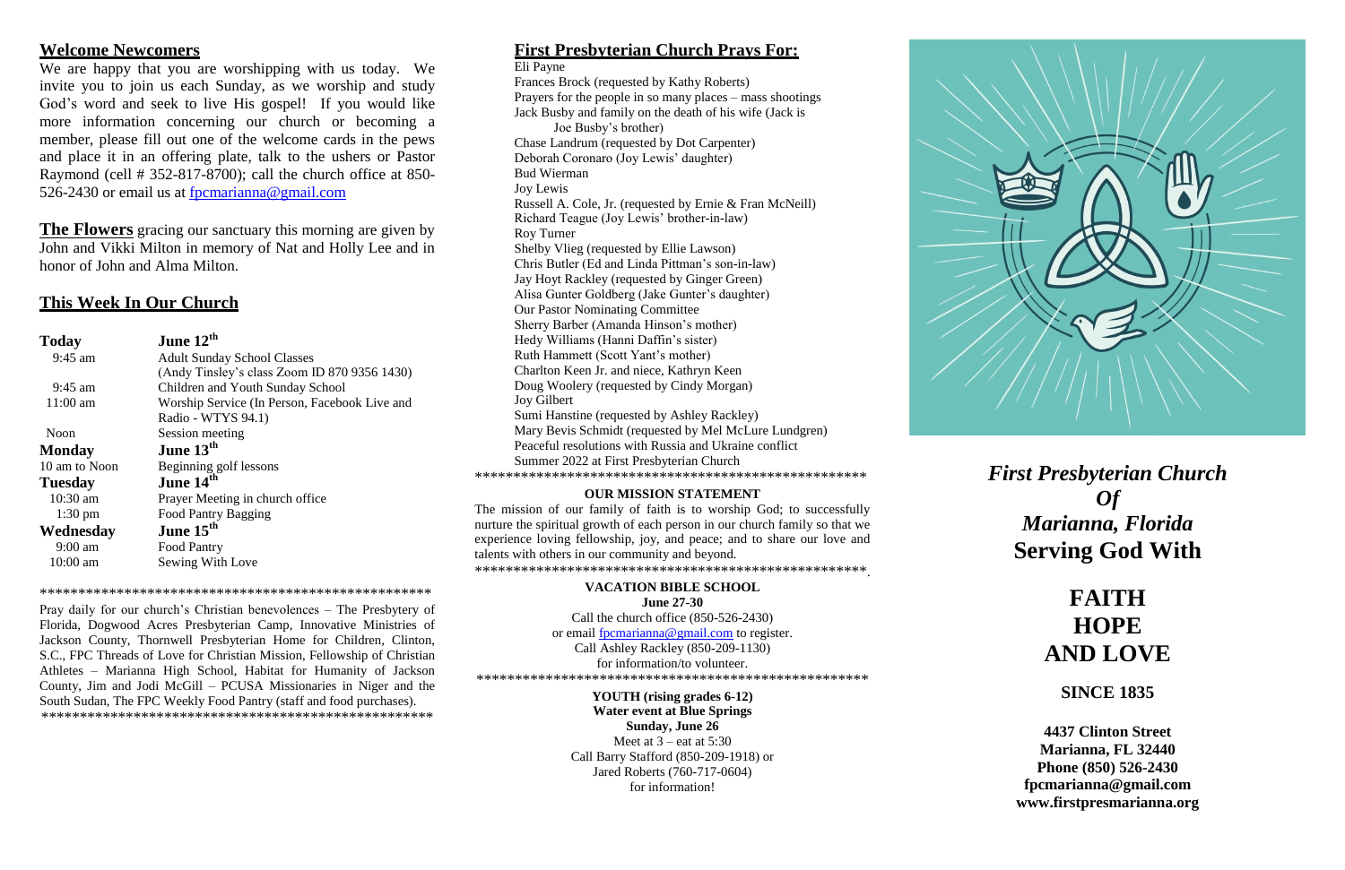## Welcome Newcomers

We are happy that you are worshipping with us today. We invite you to join us each Sunday, as we worship and study God's word and seek to live His gospel! If you would like more information concerning our church or becoming a member, please fill out one of the welcome cards in the pews and place it in an offering plate, talk to the ushers or Pastor Raymond (cell # 352-817-8700); call the church office at 850-526-2430 or email us at fpcmarianna@gmail.com

**The Flowers** gracing our sanctuary this morning are given by John and Vikki Milton in memory of Nat and Holly Lee and in honor of John and Alma Milton.

## This Week In Our Church

| | |
|---|---|
| **Today** | **June 12th** |
| 9:45 am | Adult Sunday School Classes (Andy Tinsley's class Zoom ID 870 9356 1430) |
| 9:45 am | Children and Youth Sunday School |
| 11:00 am | Worship Service (In Person, Facebook Live and Radio - WTYS 94.1) |
| Noon | Session meeting |
| **Monday** | **June 13th** |
| 10 am to Noon | Beginning golf lessons |
| **Tuesday** | **June 14th** |
| 10:30 am | Prayer Meeting in church office |
| 1:30 pm | Food Pantry Bagging |
| **Wednesday** | **June 15th** |
| 9:00 am | Food Pantry |
| 10:00 am | Sewing With Love |

*****************************************************

Pray daily for our church's Christian benevolences – The Presbytery of Florida, Dogwood Acres Presbyterian Camp, Innovative Ministries of Jackson County, Thornwell Presbyterian Home for Children, Clinton, S.C., FPC Threads of Love for Christian Mission, Fellowship of Christian Athletes – Marianna High School, Habitat for Humanity of Jackson County, Jim and Jodi McGill – PCUSA Missionaries in Niger and the South Sudan, The FPC Weekly Food Pantry (staff and food purchases).

*****************************************************

## First Presbyterian Church Prays For:

Eli Payne
Frances Brock (requested by Kathy Roberts)
Prayers for the people in so many places – mass shootings
Jack Busby and family on the death of his wife (Jack is Joe Busby's brother)
Chase Landrum (requested by Dot Carpenter)
Deborah Coronaro (Joy Lewis' daughter)
Bud Wierman
Joy Lewis
Russell A. Cole, Jr. (requested by Ernie & Fran McNeill)
Richard Teague (Joy Lewis' brother-in-law)
Roy Turner
Shelby Vlieg (requested by Ellie Lawson)
Chris Butler (Ed and Linda Pittman's son-in-law)
Jay Hoyt Rackley (requested by Ginger Green)
Alisa Gunter Goldberg (Jake Gunter's daughter)
Our Pastor Nominating Committee
Sherry Barber (Amanda Hinson's mother)
Hedy Williams (Hanni Daffin's sister)
Ruth Hammett (Scott Yant's mother)
Charlton Keen Jr. and niece, Kathryn Keen
Doug Woolery (requested by Cindy Morgan)
Joy Gilbert
Sumi Hanstine (requested by Ashley Rackley)
Mary Bevis Schmidt (requested by Mel McLure Lundgren)
Peaceful resolutions with Russia and Ukraine conflict
Summer 2022 at First Presbyterian Church

*****************************************************

**OUR MISSION STATEMENT**

The mission of our family of faith is to worship God; to successfully nurture the spiritual growth of each person in our church family so that we experience loving fellowship, joy, and peace; and to share our love and talents with others in our community and beyond.

*****************************************************.

**VACATION BIBLE SCHOOL**
**June 27-30**
Call the church office (850-526-2430)
or email fpcmarianna@gmail.com to register.
Call Ashley Rackley (850-209-1130)
for information/to volunteer.

*****************************************************

**YOUTH (rising grades 6-12)**
**Water event at Blue Springs**
**Sunday, June 26**
Meet at 3 – eat at 5:30
Call Barry Stafford (850-209-1918) or
Jared Roberts (760-717-0604)
for information!

*First Presbyterian Church Of Marianna, Florida*

**Serving God With**

# FAITH HOPE AND LOVE

**SINCE 1835**

**4437 Clinton Street**
**Marianna, FL 32440**
**Phone (850) 526-2430**
**fpcmarianna@gmail.com**
**www.firstpresmarianna.org**